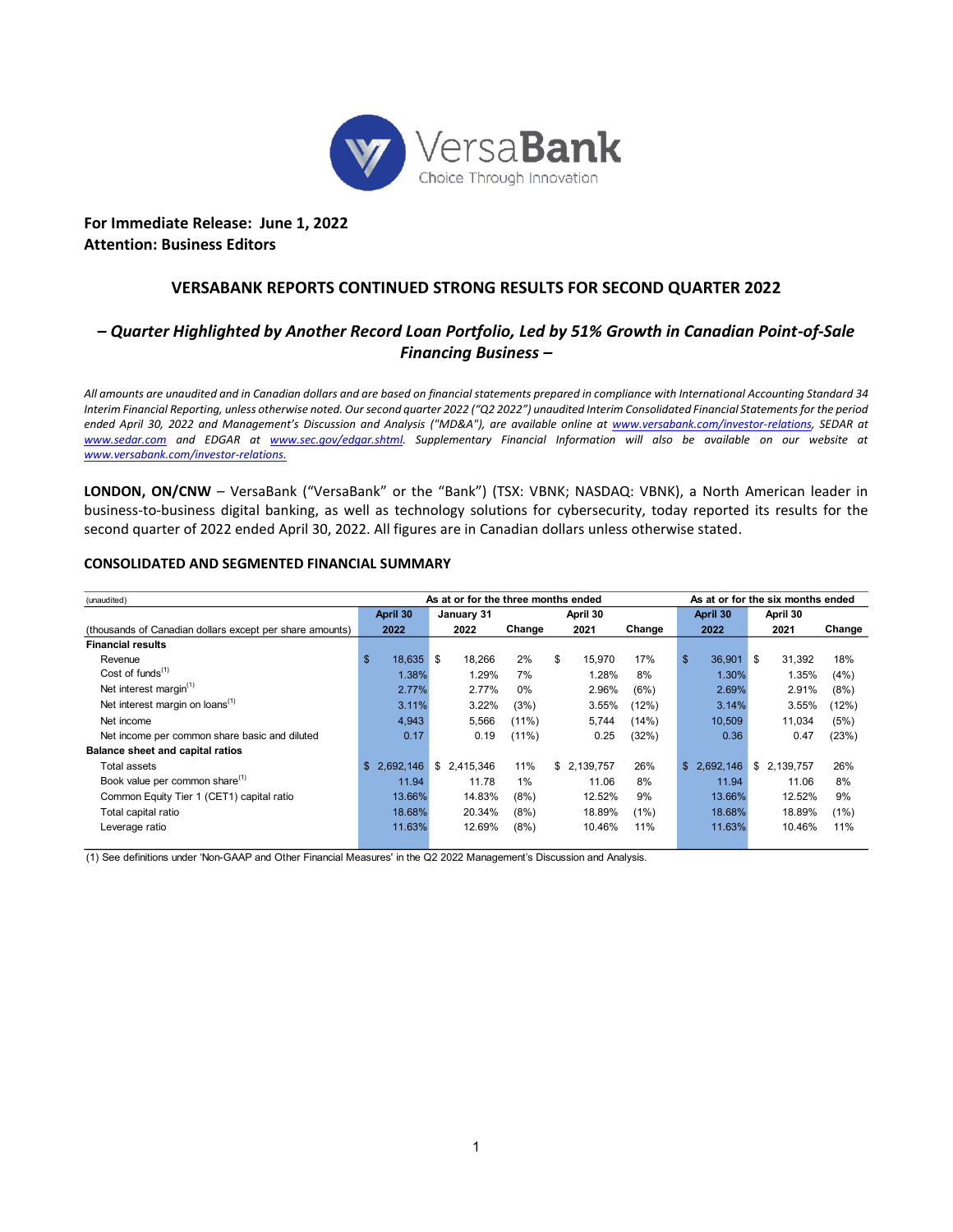**For Immediate Release: June 1, 2022**
**Attention: Business Editors**

## VERSABANK REPORTS CONTINUED STRONG RESULTS FOR SECOND QUARTER 2022

### *– Quarter Highlighted by Another Record Loan Portfolio, Led by 51% Growth in Canadian Point-of-Sale Financing Business –*

*All amounts are unaudited and in Canadian dollars and are based on financial statements prepared in compliance with International Accounting Standard 34 Interim Financial Reporting, unless otherwise noted. Our second quarter 2022 ("Q2 2022") unaudited Interim Consolidated Financial Statements for the period ended April 30, 2022 and Management's Discussion and Analysis ("MD&A"), are available online at www.versabank.com/investor-relations, SEDAR at www.sedar.com and EDGAR at www.sec.gov/edgar.shtml. Supplementary Financial Information will also be available on our website at www.versabank.com/investor-relations.*

**LONDON, ON/CNW** – VersaBank ("VersaBank" or the "Bank") (TSX: VBNK; NASDAQ: VBNK), a North American leader in business-to-business digital banking, as well as technology solutions for cybersecurity, today reported its results for the second quarter of 2022 ended April 30, 2022. All figures are in Canadian dollars unless otherwise stated.

### CONSOLIDATED AND SEGMENTED FINANCIAL SUMMARY

| (unaudited) | As at or for the three months ended | | | | | As at or for the six months ended | | |
|---|---|---|---|---|---|---|---|---|
| (thousands of Canadian dollars except per share amounts) | April 30 2022 | January 31 2022 | Change | April 30 2021 | Change | April 30 2022 | April 30 2021 | Change |
| **Financial results** | | | | | | | | |
| Revenue | $ 18,635 | $ 18,266 | 2% | $ 15,970 | 17% | $ 36,901 | $ 31,392 | 18% |
| Cost of funds[1] | 1.38% | 1.29% | 7% | 1.28% | 8% | 1.30% | 1.35% | (4%) |
| Net interest margin[1] | 2.77% | 2.77% | 0% | 2.96% | (6%) | 2.69% | 2.91% | (8%) |
| Net interest margin on loans[1] | 3.11% | 3.22% | (3%) | 3.55% | (12%) | 3.14% | 3.55% | (12%) |
| Net income | 4,943 | 5,566 | (11%) | 5,744 | (14%) | 10,509 | 11,034 | (5%) |
| Net income per common share basic and diluted | 0.17 | 0.19 | (11%) | 0.25 | (32%) | 0.36 | 0.47 | (23%) |
| **Balance sheet and capital ratios** | | | | | | | | |
| Total assets | $ 2,692,146 | $ 2,415,346 | 11% | $ 2,139,757 | 26% | $ 2,692,146 | $ 2,139,757 | 26% |
| Book value per common share[1] | 11.94 | 11.78 | 1% | 11.06 | 8% | 11.94 | 11.06 | 8% |
| Common Equity Tier 1 (CET1) capital ratio | 13.66% | 14.83% | (8%) | 12.52% | 9% | 13.66% | 12.52% | 9% |
| Total capital ratio | 18.68% | 20.34% | (8%) | 18.89% | (1%) | 18.68% | 18.89% | (1%) |
| Leverage ratio | 11.63% | 12.69% | (8%) | 10.46% | 11% | 11.63% | 10.46% | 11% |

(1) See definitions under 'Non-GAAP and Other Financial Measures' in the Q2 2022 Management's Discussion and Analysis.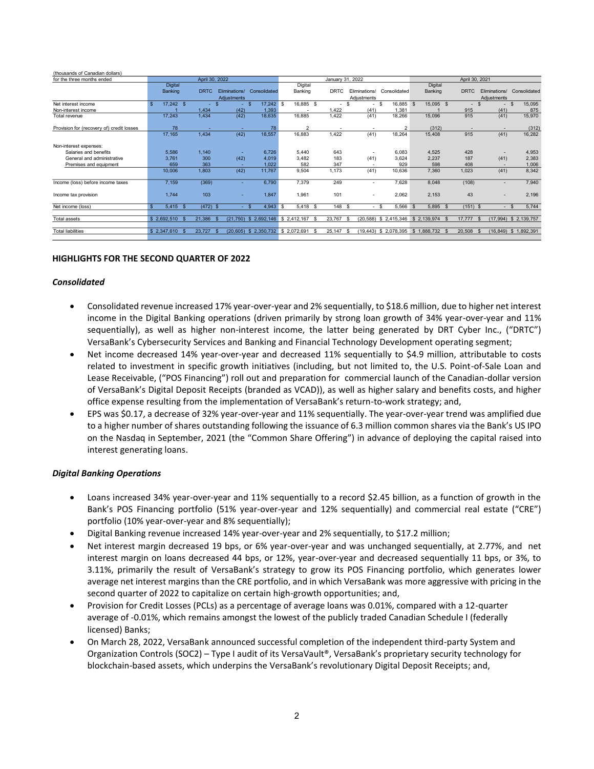(thousands of Canadian dollars)

| for the three months ended | April 30, 2022 | | | | January 31, 2022 | | | | April 30, 2021 | | | |
|---|---|---|---|---|---|---|---|---|---|---|---|---|
| | Digital Banking | DRTC | Eliminations/ Adjustments | Consolidated | Digital Banking | DRTC | Eliminations/ Adjustments | Consolidated | Digital Banking | DRTC | Eliminations/ Adjustments | Consolidated |
| Net interest income | $ 17,242 | $ - | $ - | $ 17,242 | $ 16,885 | $ - | $ - | $ 16,885 | $ 15,095 | $ - | $ - | $ 15,095 |
| Non-interest income | 1 | 1,434 | (42) | 1,393 | - | 1,422 | (41) | 1,381 | 1 | 915 | (41) | 875 |
| Total revenue | 17,243 | 1,434 | (42) | 18,635 | 16,885 | 1,422 | (41) | 18,266 | 15,096 | 915 | (41) | 15,970 |
| Provision for (recovery of) credit losses | 78 | - | - | 78 | 2 | - | - | 2 | (312) | - | - | (312) |
| | 17,165 | 1,434 | (42) | 18,557 | 16,883 | 1,422 | (41) | 18,264 | 15,408 | 915 | (41) | 16,282 |
| Non-interest expenses: | | | | | | | | | | | | |
| Salaries and benefits | 5,586 | 1,140 | - | 6,726 | 5,440 | 643 | - | 6,083 | 4,525 | 428 | - | 4,953 |
| General and administrative | 3,761 | 300 | (42) | 4,019 | 3,482 | 183 | (41) | 3,624 | 2,237 | 187 | (41) | 2,383 |
| Premises and equipment | 659 | 363 | - | 1,022 | 582 | 347 | - | 929 | 598 | 408 | - | 1,006 |
| | 10,006 | 1,803 | (42) | 11,767 | 9,504 | 1,173 | (41) | 10,636 | 7,360 | 1,023 | (41) | 8,342 |
| Income (loss) before income taxes | 7,159 | (369) | - | 6,790 | 7,379 | 249 | - | 7,628 | 8,048 | (108) | - | 7,940 |
| Income tax provision | 1,744 | 103 | - | 1,847 | 1,961 | 101 | - | 2,062 | 2,153 | 43 | - | 2,196 |
| Net income (loss) | $ 5,415 | $ (472) | $ - | $ 4,943 | $ 5,418 | $ 148 | $ - | $ 5,566 | $ 5,895 | $ (151) | $ - | $ 5,744 |
| Total assets | $ 2,692,510 | $ 21,386 | $ (21,750) | $ 2,692,146 | $ 2,412,167 | $ 23,767 | $ (20,588) | $ 2,415,346 | $ 2,139,974 | $ 17,777 | $ (17,994) | $ 2,139,757 |
| Total liabilities | $ 2,347,610 | $ 23,727 | $ (20,605) | $ 2,350,732 | $ 2,072,691 | $ 25,147 | $ (19,443) | $ 2,078,395 | $ 1,888,732 | $ 20,508 | $ (16,849) | $ 1,892,391 |

## HIGHLIGHTS FOR THE SECOND QUARTER OF 2022

### *Consolidated*

- Consolidated revenue increased 17% year-over-year and 2% sequentially, to $18.6 million, due to higher net interest income in the Digital Banking operations (driven primarily by strong loan growth of 34% year-over-year and 11% sequentially), as well as higher non-interest income, the latter being generated by DRT Cyber Inc., ("DRTC") VersaBank's Cybersecurity Services and Banking and Financial Technology Development operating segment;
- Net income decreased 14% year-over-year and decreased 11% sequentially to $4.9 million, attributable to costs related to investment in specific growth initiatives (including, but not limited to, the U.S. Point-of-Sale Loan and Lease Receivable, ("POS Financing") roll out and preparation for commercial launch of the Canadian-dollar version of VersaBank's Digital Deposit Receipts (branded as VCAD)), as well as higher salary and benefits costs, and higher office expense resulting from the implementation of VersaBank's return-to-work strategy; and,
- EPS was $0.17, a decrease of 32% year-over-year and 11% sequentially. The year-over-year trend was amplified due to a higher number of shares outstanding following the issuance of 6.3 million common shares via the Bank's US IPO on the Nasdaq in September, 2021 (the "Common Share Offering") in advance of deploying the capital raised into interest generating loans.

### *Digital Banking Operations*

- Loans increased 34% year-over-year and 11% sequentially to a record $2.45 billion, as a function of growth in the Bank's POS Financing portfolio (51% year-over-year and 12% sequentially) and commercial real estate ("CRE") portfolio (10% year-over-year and 8% sequentially);
- Digital Banking revenue increased 14% year-over-year and 2% sequentially, to $17.2 million;
- Net interest margin decreased 19 bps, or 6% year-over-year and was unchanged sequentially, at 2.77%, and net interest margin on loans decreased 44 bps, or 12%, year-over-year and decreased sequentially 11 bps, or 3%, to 3.11%, primarily the result of VersaBank's strategy to grow its POS Financing portfolio, which generates lower average net interest margins than the CRE portfolio, and in which VersaBank was more aggressive with pricing in the second quarter of 2022 to capitalize on certain high-growth opportunities; and,
- Provision for Credit Losses (PCLs) as a percentage of average loans was 0.01%, compared with a 12-quarter average of -0.01%, which remains amongst the lowest of the publicly traded Canadian Schedule I (federally licensed) Banks;
- On March 28, 2022, VersaBank announced successful completion of the independent third-party System and Organization Controls (SOC2) – Type I audit of its VersaVault®, VersaBank's proprietary security technology for blockchain-based assets, which underpins the VersaBank's revolutionary Digital Deposit Receipts; and,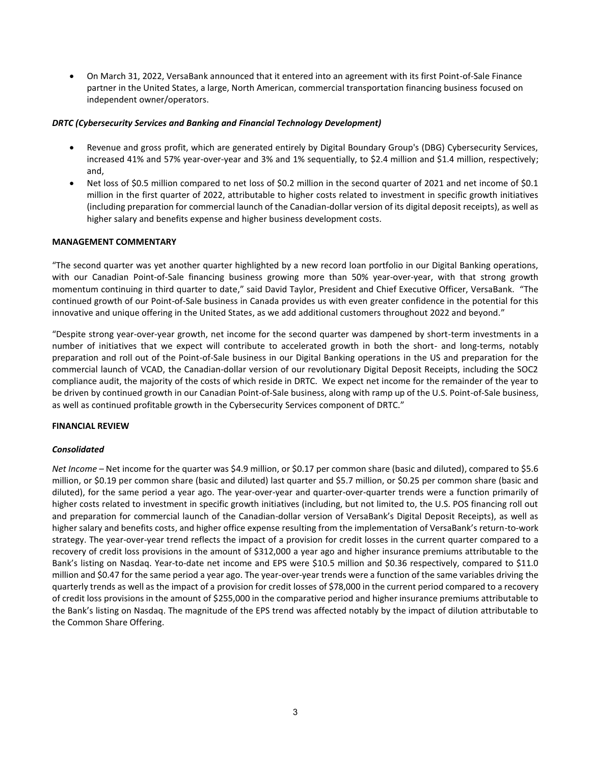- On March 31, 2022, VersaBank announced that it entered into an agreement with its first Point-of-Sale Finance partner in the United States, a large, North American, commercial transportation financing business focused on independent owner/operators.

***DRTC (Cybersecurity Services and Banking and Financial Technology Development)***

- Revenue and gross profit, which are generated entirely by Digital Boundary Group's (DBG) Cybersecurity Services, increased 41% and 57% year-over-year and 3% and 1% sequentially, to $2.4 million and $1.4 million, respectively; and,
- Net loss of $0.5 million compared to net loss of $0.2 million in the second quarter of 2021 and net income of $0.1 million in the first quarter of 2022, attributable to higher costs related to investment in specific growth initiatives (including preparation for commercial launch of the Canadian-dollar version of its digital deposit receipts), as well as higher salary and benefits expense and higher business development costs.

**MANAGEMENT COMMENTARY**

"The second quarter was yet another quarter highlighted by a new record loan portfolio in our Digital Banking operations, with our Canadian Point-of-Sale financing business growing more than 50% year-over-year, with that strong growth momentum continuing in third quarter to date," said David Taylor, President and Chief Executive Officer, VersaBank. "The continued growth of our Point-of-Sale business in Canada provides us with even greater confidence in the potential for this innovative and unique offering in the United States, as we add additional customers throughout 2022 and beyond."

"Despite strong year-over-year growth, net income for the second quarter was dampened by short-term investments in a number of initiatives that we expect will contribute to accelerated growth in both the short- and long-terms, notably preparation and roll out of the Point-of-Sale business in our Digital Banking operations in the US and preparation for the commercial launch of VCAD, the Canadian-dollar version of our revolutionary Digital Deposit Receipts, including the SOC2 compliance audit, the majority of the costs of which reside in DRTC. We expect net income for the remainder of the year to be driven by continued growth in our Canadian Point-of-Sale business, along with ramp up of the U.S. Point-of-Sale business, as well as continued profitable growth in the Cybersecurity Services component of DRTC."

**FINANCIAL REVIEW**

***Consolidated***

*Net Income* – Net income for the quarter was $4.9 million, or $0.17 per common share (basic and diluted), compared to $5.6 million, or $0.19 per common share (basic and diluted) last quarter and $5.7 million, or $0.25 per common share (basic and diluted), for the same period a year ago. The year-over-year and quarter-over-quarter trends were a function primarily of higher costs related to investment in specific growth initiatives (including, but not limited to, the U.S. POS financing roll out and preparation for commercial launch of the Canadian-dollar version of VersaBank's Digital Deposit Receipts), as well as higher salary and benefits costs, and higher office expense resulting from the implementation of VersaBank's return-to-work strategy. The year-over-year trend reflects the impact of a provision for credit losses in the current quarter compared to a recovery of credit loss provisions in the amount of $312,000 a year ago and higher insurance premiums attributable to the Bank's listing on Nasdaq. Year-to-date net income and EPS were $10.5 million and $0.36 respectively, compared to $11.0 million and $0.47 for the same period a year ago. The year-over-year trends were a function of the same variables driving the quarterly trends as well as the impact of a provision for credit losses of $78,000 in the current period compared to a recovery of credit loss provisions in the amount of $255,000 in the comparative period and higher insurance premiums attributable to the Bank's listing on Nasdaq. The magnitude of the EPS trend was affected notably by the impact of dilution attributable to the Common Share Offering.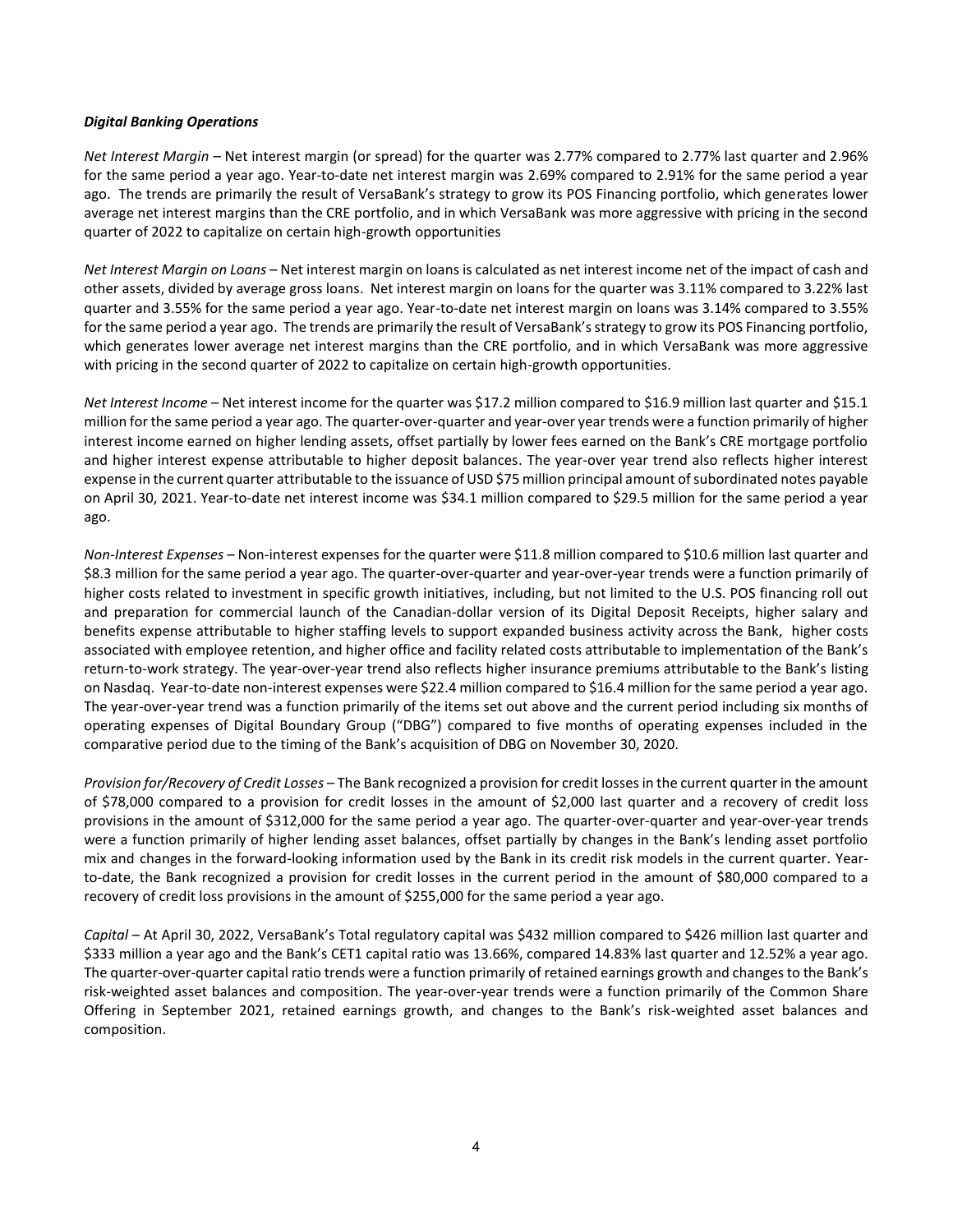***Digital Banking Operations***

*Net Interest Margin* – Net interest margin (or spread) for the quarter was 2.77% compared to 2.77% last quarter and 2.96% for the same period a year ago. Year-to-date net interest margin was 2.69% compared to 2.91% for the same period a year ago. The trends are primarily the result of VersaBank's strategy to grow its POS Financing portfolio, which generates lower average net interest margins than the CRE portfolio, and in which VersaBank was more aggressive with pricing in the second quarter of 2022 to capitalize on certain high-growth opportunities

*Net Interest Margin on Loans* – Net interest margin on loans is calculated as net interest income net of the impact of cash and other assets, divided by average gross loans. Net interest margin on loans for the quarter was 3.11% compared to 3.22% last quarter and 3.55% for the same period a year ago. Year-to-date net interest margin on loans was 3.14% compared to 3.55% for the same period a year ago. The trends are primarily the result of VersaBank's strategy to grow its POS Financing portfolio, which generates lower average net interest margins than the CRE portfolio, and in which VersaBank was more aggressive with pricing in the second quarter of 2022 to capitalize on certain high-growth opportunities.

*Net Interest Income* – Net interest income for the quarter was $17.2 million compared to $16.9 million last quarter and $15.1 million for the same period a year ago. The quarter-over-quarter and year-over year trends were a function primarily of higher interest income earned on higher lending assets, offset partially by lower fees earned on the Bank's CRE mortgage portfolio and higher interest expense attributable to higher deposit balances. The year-over year trend also reflects higher interest expense in the current quarter attributable to the issuance of USD $75 million principal amount of subordinated notes payable on April 30, 2021. Year-to-date net interest income was $34.1 million compared to $29.5 million for the same period a year ago.

*Non-Interest Expenses* – Non-interest expenses for the quarter were $11.8 million compared to $10.6 million last quarter and $8.3 million for the same period a year ago. The quarter-over-quarter and year-over-year trends were a function primarily of higher costs related to investment in specific growth initiatives, including, but not limited to the U.S. POS financing roll out and preparation for commercial launch of the Canadian-dollar version of its Digital Deposit Receipts, higher salary and benefits expense attributable to higher staffing levels to support expanded business activity across the Bank, higher costs associated with employee retention, and higher office and facility related costs attributable to implementation of the Bank's return-to-work strategy. The year-over-year trend also reflects higher insurance premiums attributable to the Bank's listing on Nasdaq. Year-to-date non-interest expenses were $22.4 million compared to $16.4 million for the same period a year ago. The year-over-year trend was a function primarily of the items set out above and the current period including six months of operating expenses of Digital Boundary Group ("DBG") compared to five months of operating expenses included in the comparative period due to the timing of the Bank's acquisition of DBG on November 30, 2020.

*Provision for/Recovery of Credit Losses* – The Bank recognized a provision for credit losses in the current quarter in the amount of $78,000 compared to a provision for credit losses in the amount of $2,000 last quarter and a recovery of credit loss provisions in the amount of $312,000 for the same period a year ago. The quarter-over-quarter and year-over-year trends were a function primarily of higher lending asset balances, offset partially by changes in the Bank's lending asset portfolio mix and changes in the forward-looking information used by the Bank in its credit risk models in the current quarter. Year-to-date, the Bank recognized a provision for credit losses in the current period in the amount of $80,000 compared to a recovery of credit loss provisions in the amount of $255,000 for the same period a year ago.

*Capital* – At April 30, 2022, VersaBank's Total regulatory capital was $432 million compared to $426 million last quarter and $333 million a year ago and the Bank's CET1 capital ratio was 13.66%, compared 14.83% last quarter and 12.52% a year ago. The quarter-over-quarter capital ratio trends were a function primarily of retained earnings growth and changes to the Bank's risk-weighted asset balances and composition. The year-over-year trends were a function primarily of the Common Share Offering in September 2021, retained earnings growth, and changes to the Bank's risk-weighted asset balances and composition.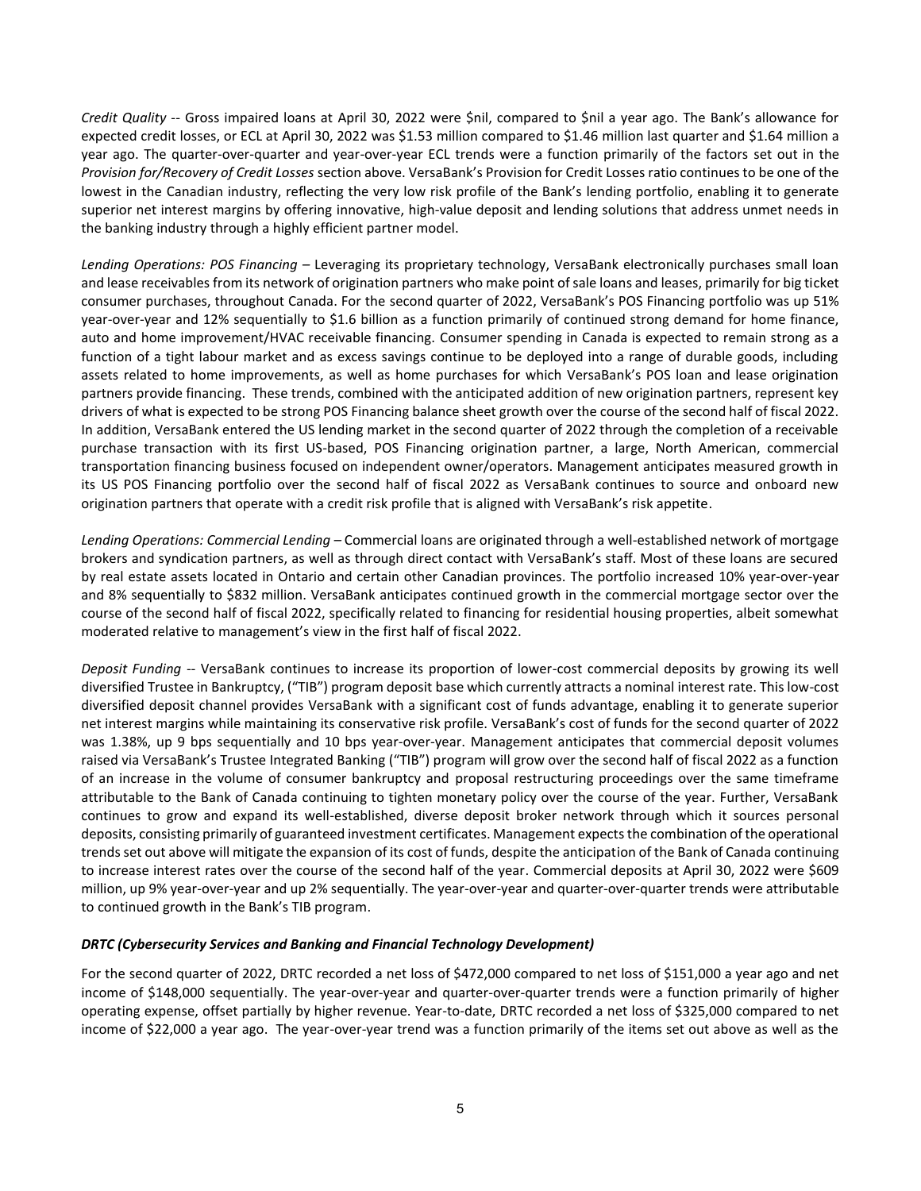*Credit Quality* -- Gross impaired loans at April 30, 2022 were $nil, compared to $nil a year ago. The Bank's allowance for expected credit losses, or ECL at April 30, 2022 was $1.53 million compared to $1.46 million last quarter and $1.64 million a year ago. The quarter-over-quarter and year-over-year ECL trends were a function primarily of the factors set out in the *Provision for/Recovery of Credit Losses* section above. VersaBank's Provision for Credit Losses ratio continues to be one of the lowest in the Canadian industry, reflecting the very low risk profile of the Bank's lending portfolio, enabling it to generate superior net interest margins by offering innovative, high-value deposit and lending solutions that address unmet needs in the banking industry through a highly efficient partner model.

*Lending Operations: POS Financing* – Leveraging its proprietary technology, VersaBank electronically purchases small loan and lease receivables from its network of origination partners who make point of sale loans and leases, primarily for big ticket consumer purchases, throughout Canada. For the second quarter of 2022, VersaBank's POS Financing portfolio was up 51% year-over-year and 12% sequentially to $1.6 billion as a function primarily of continued strong demand for home finance, auto and home improvement/HVAC receivable financing. Consumer spending in Canada is expected to remain strong as a function of a tight labour market and as excess savings continue to be deployed into a range of durable goods, including assets related to home improvements, as well as home purchases for which VersaBank's POS loan and lease origination partners provide financing. These trends, combined with the anticipated addition of new origination partners, represent key drivers of what is expected to be strong POS Financing balance sheet growth over the course of the second half of fiscal 2022. In addition, VersaBank entered the US lending market in the second quarter of 2022 through the completion of a receivable purchase transaction with its first US-based, POS Financing origination partner, a large, North American, commercial transportation financing business focused on independent owner/operators. Management anticipates measured growth in its US POS Financing portfolio over the second half of fiscal 2022 as VersaBank continues to source and onboard new origination partners that operate with a credit risk profile that is aligned with VersaBank's risk appetite.

*Lending Operations: Commercial Lending* – Commercial loans are originated through a well-established network of mortgage brokers and syndication partners, as well as through direct contact with VersaBank's staff. Most of these loans are secured by real estate assets located in Ontario and certain other Canadian provinces. The portfolio increased 10% year-over-year and 8% sequentially to $832 million. VersaBank anticipates continued growth in the commercial mortgage sector over the course of the second half of fiscal 2022, specifically related to financing for residential housing properties, albeit somewhat moderated relative to management's view in the first half of fiscal 2022.

*Deposit Funding* -- VersaBank continues to increase its proportion of lower-cost commercial deposits by growing its well diversified Trustee in Bankruptcy, ("TIB") program deposit base which currently attracts a nominal interest rate. This low-cost diversified deposit channel provides VersaBank with a significant cost of funds advantage, enabling it to generate superior net interest margins while maintaining its conservative risk profile. VersaBank's cost of funds for the second quarter of 2022 was 1.38%, up 9 bps sequentially and 10 bps year-over-year. Management anticipates that commercial deposit volumes raised via VersaBank's Trustee Integrated Banking ("TIB") program will grow over the second half of fiscal 2022 as a function of an increase in the volume of consumer bankruptcy and proposal restructuring proceedings over the same timeframe attributable to the Bank of Canada continuing to tighten monetary policy over the course of the year. Further, VersaBank continues to grow and expand its well-established, diverse deposit broker network through which it sources personal deposits, consisting primarily of guaranteed investment certificates. Management expects the combination of the operational trends set out above will mitigate the expansion of its cost of funds, despite the anticipation of the Bank of Canada continuing to increase interest rates over the course of the second half of the year. Commercial deposits at April 30, 2022 were $609 million, up 9% year-over-year and up 2% sequentially. The year-over-year and quarter-over-quarter trends were attributable to continued growth in the Bank's TIB program.

***DRTC (Cybersecurity Services and Banking and Financial Technology Development)***

For the second quarter of 2022, DRTC recorded a net loss of $472,000 compared to net loss of $151,000 a year ago and net income of $148,000 sequentially. The year-over-year and quarter-over-quarter trends were a function primarily of higher operating expense, offset partially by higher revenue. Year-to-date, DRTC recorded a net loss of $325,000 compared to net income of $22,000 a year ago. The year-over-year trend was a function primarily of the items set out above as well as the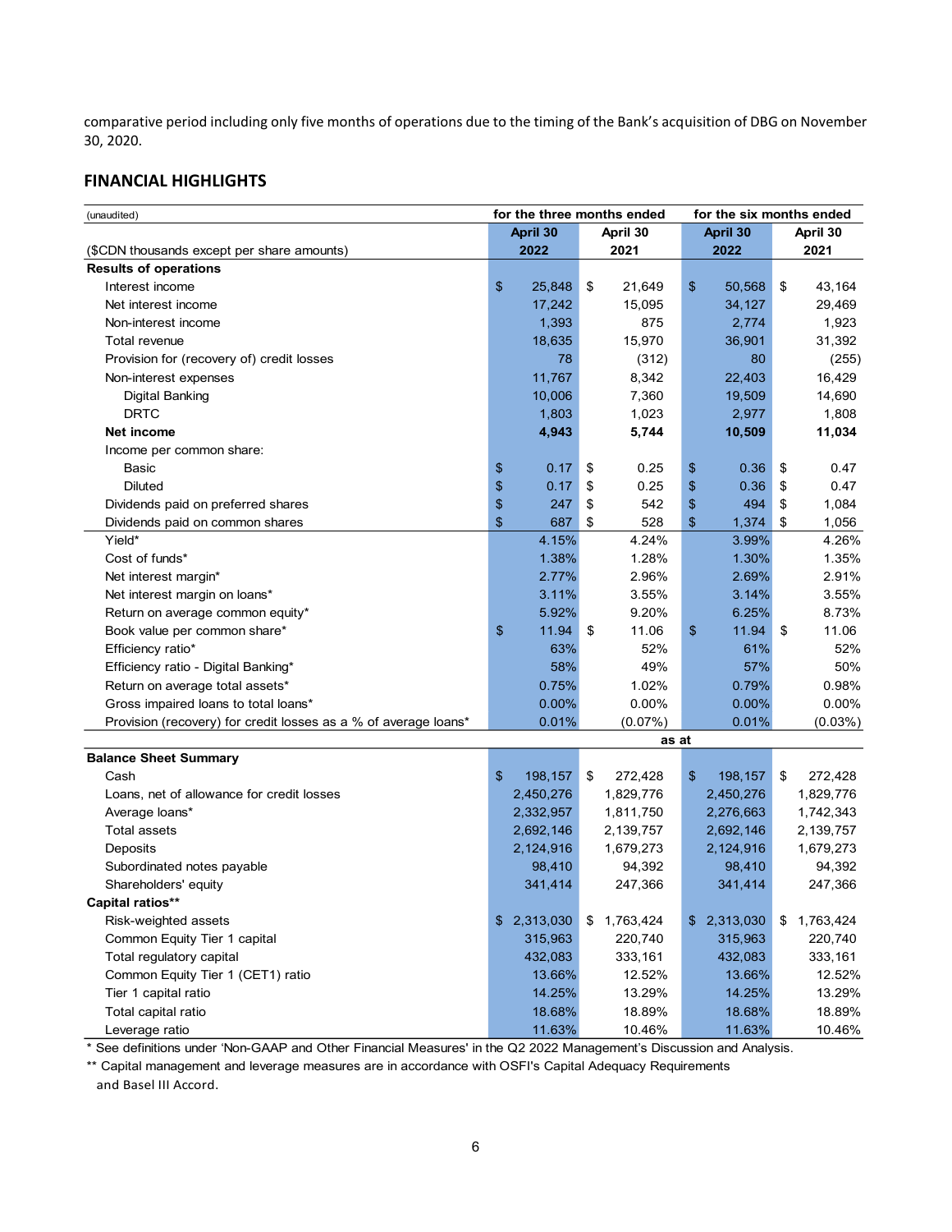comparative period including only five months of operations due to the timing of the Bank's acquisition of DBG on November 30, 2020.

## FINANCIAL HIGHLIGHTS

| (unaudited) | for the three months ended | | for the six months ended | |
|---|---|---|---|---|
| | April 30 | April 30 | April 30 | April 30 |
| ($CDN thousands except per share amounts) | 2022 | 2021 | 2022 | 2021 |
| **Results of operations** | | | | |
| Interest income | $ 25,848 | $ 21,649 | $ 50,568 | $ 43,164 |
| Net interest income | 17,242 | 15,095 | 34,127 | 29,469 |
| Non-interest income | 1,393 | 875 | 2,774 | 1,923 |
| Total revenue | 18,635 | 15,970 | 36,901 | 31,392 |
| Provision for (recovery of) credit losses | 78 | (312) | 80 | (255) |
| Non-interest expenses | 11,767 | 8,342 | 22,403 | 16,429 |
| Digital Banking | 10,006 | 7,360 | 19,509 | 14,690 |
| DRTC | 1,803 | 1,023 | 2,977 | 1,808 |
| **Net income** | **4,943** | **5,744** | **10,509** | **11,034** |
| Income per common share: | | | | |
| Basic | $ 0.17 | $ 0.25 | $ 0.36 | $ 0.47 |
| Diluted | $ 0.17 | $ 0.25 | $ 0.36 | $ 0.47 |
| Dividends paid on preferred shares | $ 247 | $ 542 | $ 494 | $ 1,084 |
| Dividends paid on common shares | $ 687 | $ 528 | $ 1,374 | $ 1,056 |
| Yield* | 4.15% | 4.24% | 3.99% | 4.26% |
| Cost of funds* | 1.38% | 1.28% | 1.30% | 1.35% |
| Net interest margin* | 2.77% | 2.96% | 2.69% | 2.91% |
| Net interest margin on loans* | 3.11% | 3.55% | 3.14% | 3.55% |
| Return on average common equity* | 5.92% | 9.20% | 6.25% | 8.73% |
| Book value per common share* | $ 11.94 | $ 11.06 | $ 11.94 | $ 11.06 |
| Efficiency ratio* | 63% | 52% | 61% | 52% |
| Efficiency ratio - Digital Banking* | 58% | 49% | 57% | 50% |
| Return on average total assets* | 0.75% | 1.02% | 0.79% | 0.98% |
| Gross impaired loans to total loans* | 0.00% | 0.00% | 0.00% | 0.00% |
| Provision (recovery) for credit losses as a % of average loans* | 0.01% | (0.07%) | 0.01% | (0.03%) |
| | | as at | | |
| **Balance Sheet Summary** | | | | |
| Cash | $ 198,157 | $ 272,428 | $ 198,157 | $ 272,428 |
| Loans, net of allowance for credit losses | 2,450,276 | 1,829,776 | 2,450,276 | 1,829,776 |
| Average loans* | 2,332,957 | 1,811,750 | 2,276,663 | 1,742,343 |
| Total assets | 2,692,146 | 2,139,757 | 2,692,146 | 2,139,757 |
| Deposits | 2,124,916 | 1,679,273 | 2,124,916 | 1,679,273 |
| Subordinated notes payable | 98,410 | 94,392 | 98,410 | 94,392 |
| Shareholders' equity | 341,414 | 247,366 | 341,414 | 247,366 |
| **Capital ratios**** | | | | |
| Risk-weighted assets | $ 2,313,030 | $ 1,763,424 | $ 2,313,030 | $ 1,763,424 |
| Common Equity Tier 1 capital | 315,963 | 220,740 | 315,963 | 220,740 |
| Total regulatory capital | 432,083 | 333,161 | 432,083 | 333,161 |
| Common Equity Tier 1 (CET1) ratio | 13.66% | 12.52% | 13.66% | 12.52% |
| Tier 1 capital ratio | 14.25% | 13.29% | 14.25% | 13.29% |
| Total capital ratio | 18.68% | 18.89% | 18.68% | 18.89% |
| Leverage ratio | 11.63% | 10.46% | 11.63% | 10.46% |

* See definitions under 'Non-GAAP and Other Financial Measures' in the Q2 2022 Management's Discussion and Analysis.

** Capital management and leverage measures are in accordance with OSFI's Capital Adequacy Requirements and Basel III Accord.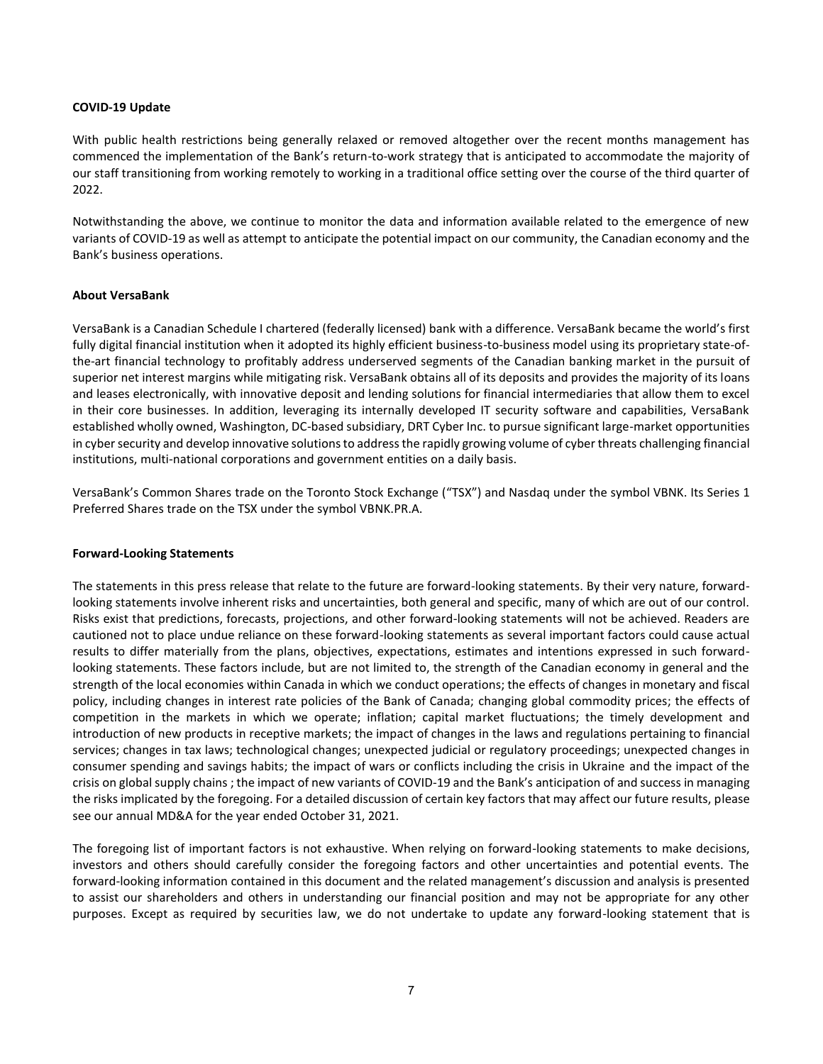**COVID-19 Update**

With public health restrictions being generally relaxed or removed altogether over the recent months management has commenced the implementation of the Bank's return-to-work strategy that is anticipated to accommodate the majority of our staff transitioning from working remotely to working in a traditional office setting over the course of the third quarter of 2022.

Notwithstanding the above, we continue to monitor the data and information available related to the emergence of new variants of COVID-19 as well as attempt to anticipate the potential impact on our community, the Canadian economy and the Bank's business operations.

**About VersaBank**

VersaBank is a Canadian Schedule I chartered (federally licensed) bank with a difference. VersaBank became the world's first fully digital financial institution when it adopted its highly efficient business-to-business model using its proprietary state-of-the-art financial technology to profitably address underserved segments of the Canadian banking market in the pursuit of superior net interest margins while mitigating risk. VersaBank obtains all of its deposits and provides the majority of its loans and leases electronically, with innovative deposit and lending solutions for financial intermediaries that allow them to excel in their core businesses. In addition, leveraging its internally developed IT security software and capabilities, VersaBank established wholly owned, Washington, DC-based subsidiary, DRT Cyber Inc. to pursue significant large-market opportunities in cyber security and develop innovative solutions to address the rapidly growing volume of cyber threats challenging financial institutions, multi-national corporations and government entities on a daily basis.

VersaBank's Common Shares trade on the Toronto Stock Exchange ("TSX") and Nasdaq under the symbol VBNK. Its Series 1 Preferred Shares trade on the TSX under the symbol VBNK.PR.A.

**Forward-Looking Statements**

The statements in this press release that relate to the future are forward-looking statements. By their very nature, forward-looking statements involve inherent risks and uncertainties, both general and specific, many of which are out of our control. Risks exist that predictions, forecasts, projections, and other forward-looking statements will not be achieved. Readers are cautioned not to place undue reliance on these forward-looking statements as several important factors could cause actual results to differ materially from the plans, objectives, expectations, estimates and intentions expressed in such forward-looking statements. These factors include, but are not limited to, the strength of the Canadian economy in general and the strength of the local economies within Canada in which we conduct operations; the effects of changes in monetary and fiscal policy, including changes in interest rate policies of the Bank of Canada; changing global commodity prices; the effects of competition in the markets in which we operate; inflation; capital market fluctuations; the timely development and introduction of new products in receptive markets; the impact of changes in the laws and regulations pertaining to financial services; changes in tax laws; technological changes; unexpected judicial or regulatory proceedings; unexpected changes in consumer spending and savings habits; the impact of wars or conflicts including the crisis in Ukraine and the impact of the crisis on global supply chains ; the impact of new variants of COVID-19 and the Bank's anticipation of and success in managing the risks implicated by the foregoing. For a detailed discussion of certain key factors that may affect our future results, please see our annual MD&A for the year ended October 31, 2021.

The foregoing list of important factors is not exhaustive. When relying on forward-looking statements to make decisions, investors and others should carefully consider the foregoing factors and other uncertainties and potential events. The forward-looking information contained in this document and the related management's discussion and analysis is presented to assist our shareholders and others in understanding our financial position and may not be appropriate for any other purposes. Except as required by securities law, we do not undertake to update any forward-looking statement that is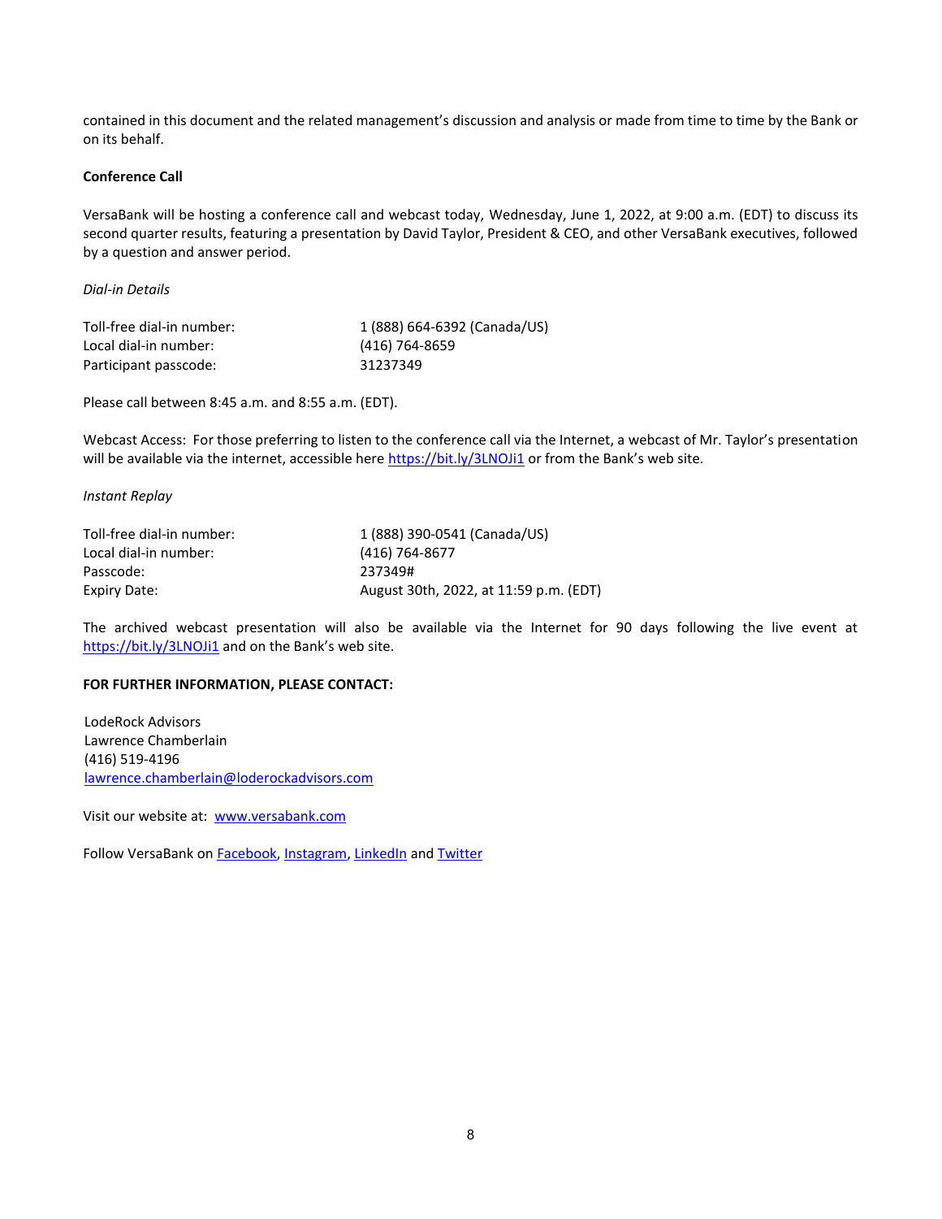contained in this document and the related management's discussion and analysis or made from time to time by the Bank or on its behalf.

**Conference Call**

VersaBank will be hosting a conference call and webcast today, Wednesday, June 1, 2022, at 9:00 a.m. (EDT) to discuss its second quarter results, featuring a presentation by David Taylor, President & CEO, and other VersaBank executives, followed by a question and answer period.

*Dial-in Details*

| | |
|---|---|
| Toll-free dial-in number: | 1 (888) 664-6392 (Canada/US) |
| Local dial-in number: | (416) 764-8659 |
| Participant passcode: | 31237349 |

Please call between 8:45 a.m. and 8:55 a.m. (EDT).

Webcast Access: For those preferring to listen to the conference call via the Internet, a webcast of Mr. Taylor's presentation will be available via the internet, accessible here https://bit.ly/3LNOJi1 or from the Bank's web site.

*Instant Replay*

| | |
|---|---|
| Toll-free dial-in number: | 1 (888) 390-0541 (Canada/US) |
| Local dial-in number: | (416) 764-8677 |
| Passcode: | 237349# |
| Expiry Date: | August 30th, 2022, at 11:59 p.m. (EDT) |

The archived webcast presentation will also be available via the Internet for 90 days following the live event at https://bit.ly/3LNOJi1 and on the Bank's web site.

**FOR FURTHER INFORMATION, PLEASE CONTACT:**

LodeRock Advisors
Lawrence Chamberlain
(416) 519-4196
lawrence.chamberlain@loderockadvisors.com

Visit our website at: www.versabank.com

Follow VersaBank on Facebook, Instagram, LinkedIn and Twitter